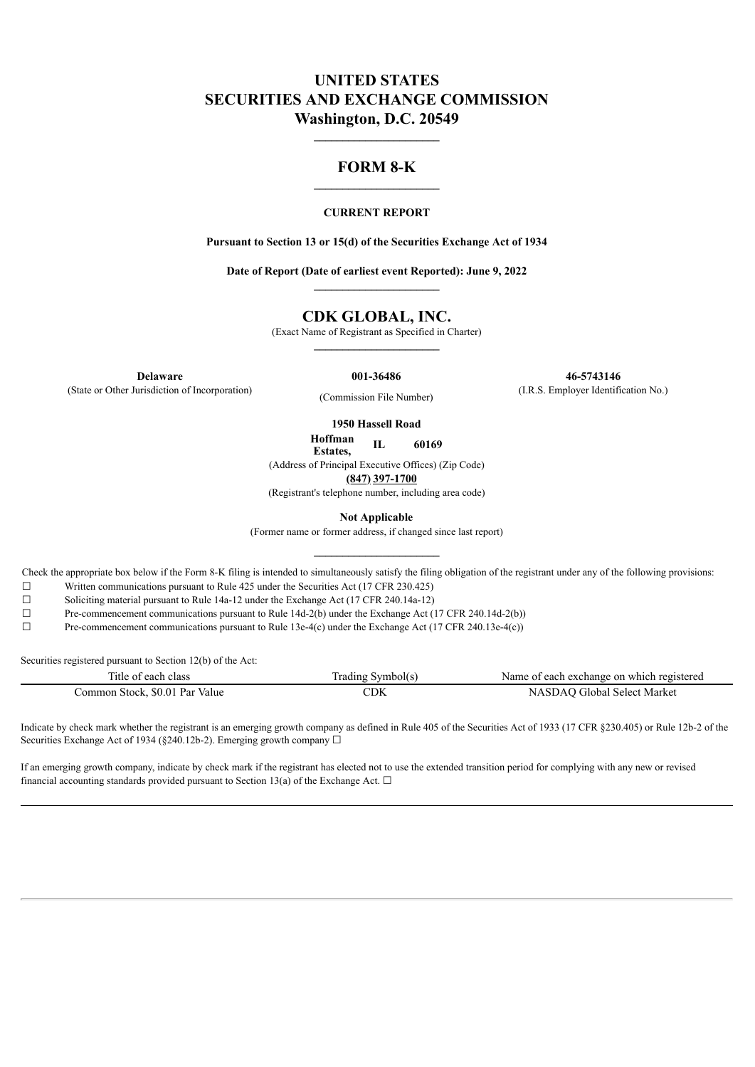# UNITED STATES
# SECURITIES AND EXCHANGE COMMISSION
**Washington, D.C. 20549**

---

## FORM 8-K

---

**CURRENT REPORT**

**Pursuant to Section 13 or 15(d) of the Securities Exchange Act of 1934**

**Date of Report (Date of earliest event Reported): June 9, 2022**

---

## CDK GLOBAL, INC.

(Exact Name of Registrant as Specified in Charter)

---

| **Delaware** | **001-36486** | **46-5743146** |
|---|---|---|
| (State or Other Jurisdiction of Incorporation) | (Commission File Number) | (I.R.S. Employer Identification No.) |

**1950 Hassell Road**
**Hoffman Estates, IL 60169**
(Address of Principal Executive Offices) (Zip Code)
**(847) 397-1700**
(Registrant's telephone number, including area code)

**Not Applicable**
(Former name or former address, if changed since last report)

---

Check the appropriate box below if the Form 8-K filing is intended to simultaneously satisfy the filing obligation of the registrant under any of the following provisions:

☐ Written communications pursuant to Rule 425 under the Securities Act (17 CFR 230.425)
☐ Soliciting material pursuant to Rule 14a-12 under the Exchange Act (17 CFR 240.14a-12)
☐ Pre-commencement communications pursuant to Rule 14d-2(b) under the Exchange Act (17 CFR 240.14d-2(b))
☐ Pre-commencement communications pursuant to Rule 13e-4(c) under the Exchange Act (17 CFR 240.13e-4(c))

Securities registered pursuant to Section 12(b) of the Act:

| Title of each class | Trading Symbol(s) | Name of each exchange on which registered |
|---|---|---|
| Common Stock, $0.01 Par Value | CDK | NASDAQ Global Select Market |

Indicate by check mark whether the registrant is an emerging growth company as defined in Rule 405 of the Securities Act of 1933 (17 CFR §230.405) or Rule 12b-2 of the Securities Exchange Act of 1934 (§240.12b-2). Emerging growth company ☐

If an emerging growth company, indicate by check mark if the registrant has elected not to use the extended transition period for complying with any new or revised financial accounting standards provided pursuant to Section 13(a) of the Exchange Act. ☐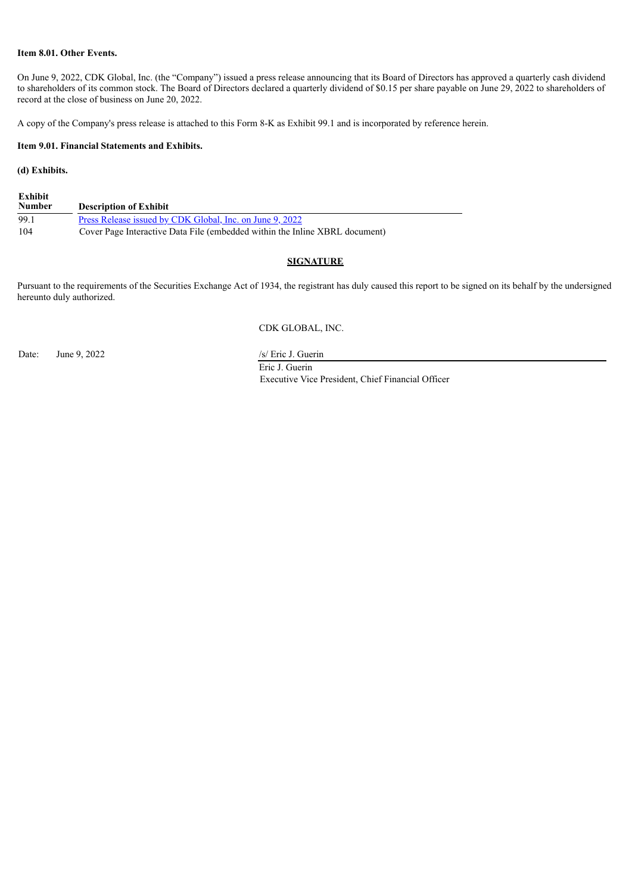**Item 8.01. Other Events.**

On June 9, 2022, CDK Global, Inc. (the "Company") issued a press release announcing that its Board of Directors has approved a quarterly cash dividend to shareholders of its common stock. The Board of Directors declared a quarterly dividend of $0.15 per share payable on June 29, 2022 to shareholders of record at the close of business on June 20, 2022.

A copy of the Company's press release is attached to this Form 8-K as Exhibit 99.1 and is incorporated by reference herein.

**Item 9.01. Financial Statements and Exhibits.**

**(d) Exhibits.**

| Exhibit Number | Description of Exhibit |
|---|---|
| 99.1 | Press Release issued by CDK Global, Inc. on June 9, 2022 |
| 104 | Cover Page Interactive Data File (embedded within the Inline XBRL document) |

**SIGNATURE**

Pursuant to the requirements of the Securities Exchange Act of 1934, the registrant has duly caused this report to be signed on its behalf by the undersigned hereunto duly authorized.

CDK GLOBAL, INC.

Date: June 9, 2022

/s/ Eric J. Guerin
Eric J. Guerin
Executive Vice President, Chief Financial Officer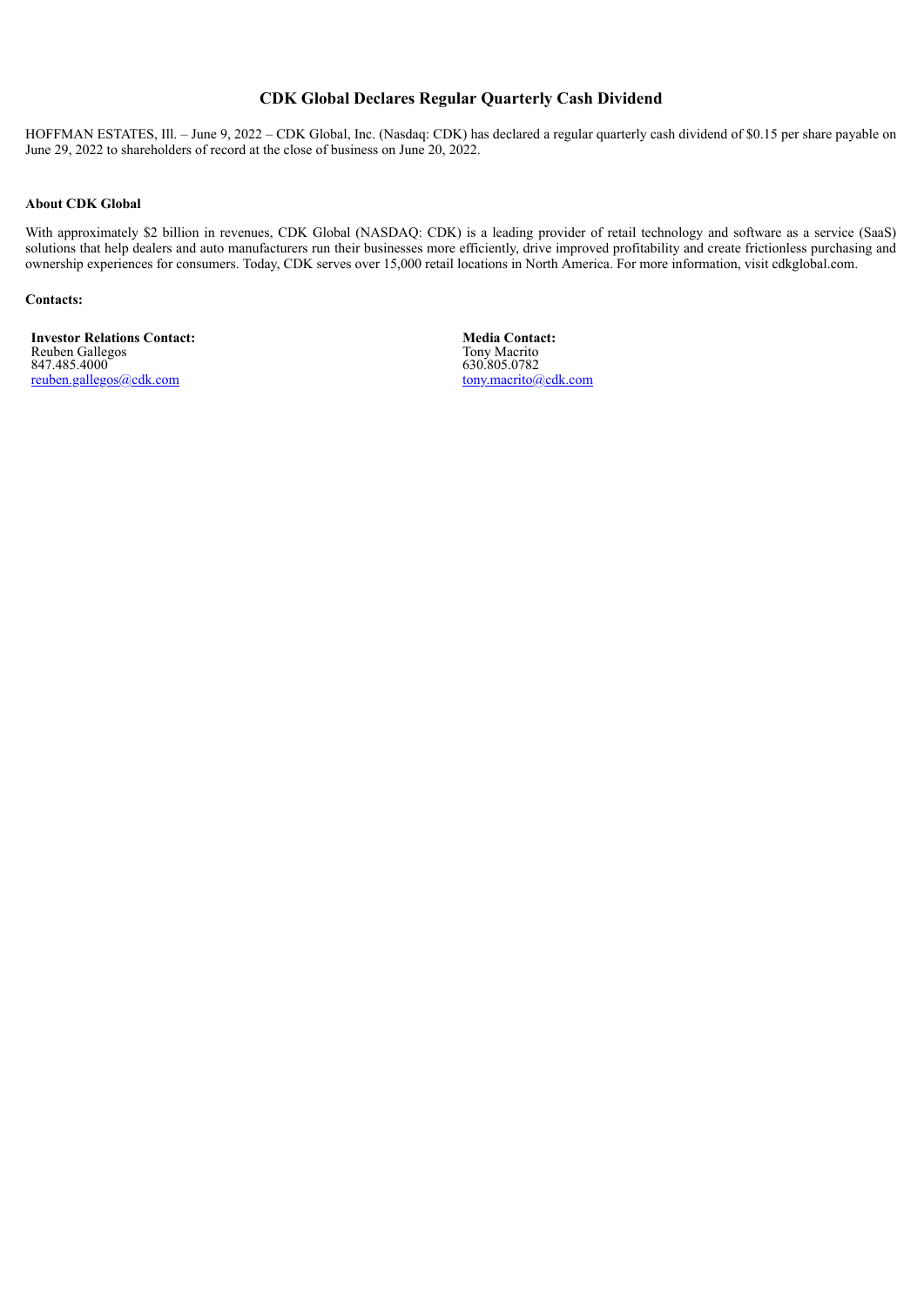# CDK Global Declares Regular Quarterly Cash Dividend

HOFFMAN ESTATES, Ill. – June 9, 2022 – CDK Global, Inc. (Nasdaq: CDK) has declared a regular quarterly cash dividend of $0.15 per share payable on June 29, 2022 to shareholders of record at the close of business on June 20, 2022.

**About CDK Global**

With approximately $2 billion in revenues, CDK Global (NASDAQ: CDK) is a leading provider of retail technology and software as a service (SaaS) solutions that help dealers and auto manufacturers run their businesses more efficiently, drive improved profitability and create frictionless purchasing and ownership experiences for consumers. Today, CDK serves over 15,000 retail locations in North America. For more information, visit cdkglobal.com.

**Contacts:**

**Investor Relations Contact:**
Reuben Gallegos
847.485.4000
reuben.gallegos@cdk.com

**Media Contact:**
Tony Macrito
630.805.0782
tony.macrito@cdk.com